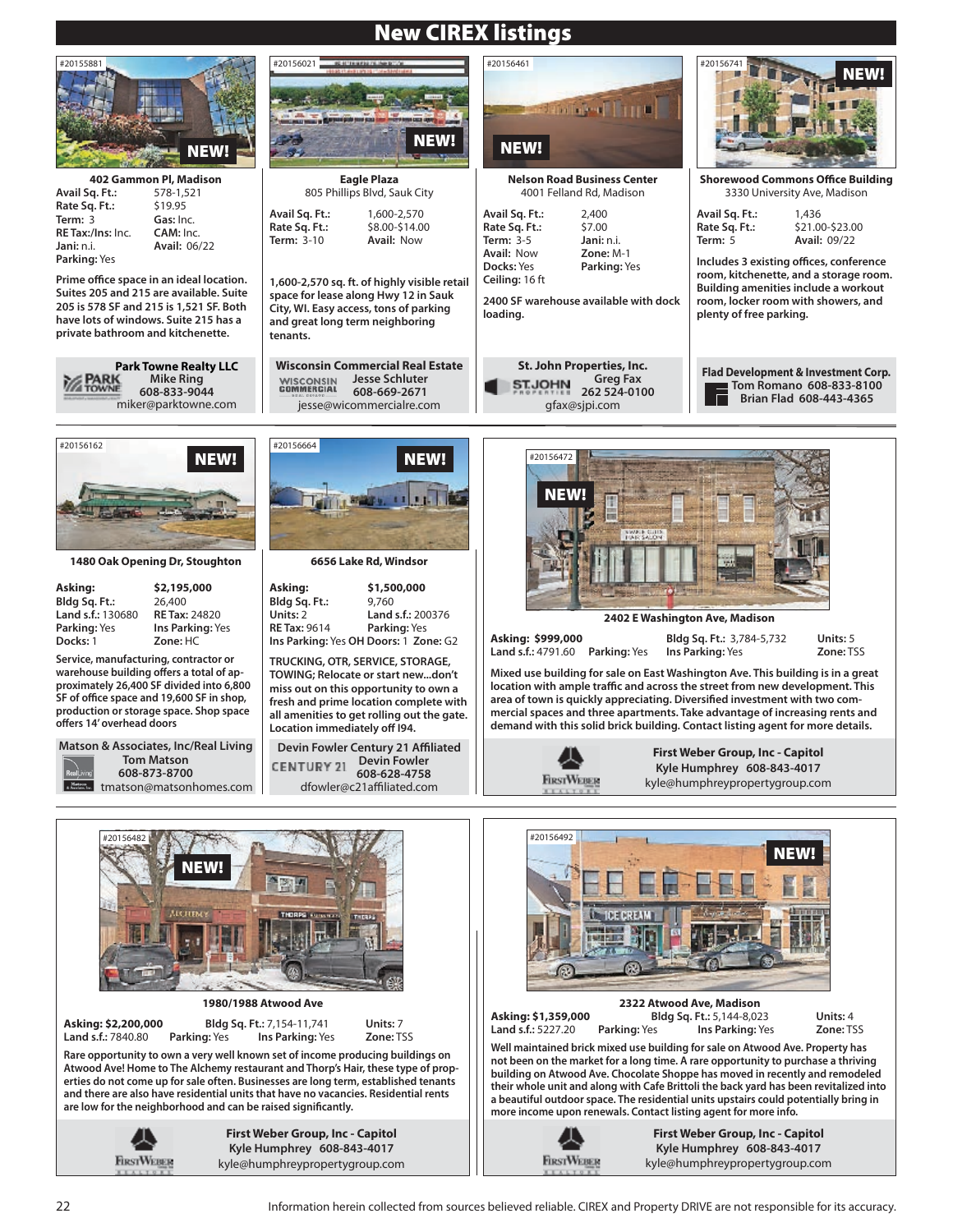# New CIREX listings

### #20155881 — NEW!

**402 Gammon Pl, Madison**

**Avail Sq. Ft.:** 578-1,521
**Rate Sq. Ft.:** $19.95
**Term:** 3
**Gas:** Inc.
**RE Tax:/Ins:** Inc.
**CAM:** Inc.
**Jani:** n.i.
**Avail:** 06/22
**Parking:** Yes

**Prime office space in an ideal location. Suites 205 and 215 are available. Suite 205 is 578 SF and 215 is 1,521 SF. Both have lots of windows. Suite 215 has a private bathroom and kitchenette.**

**Park Towne Realty LLC**
**Mike Ring**
**608-833-9044**
miker@parktowne.com

---

### #20156021 — NEW!

**Eagle Plaza**
805 Phillips Blvd, Sauk City

**Avail Sq. Ft.:** 1,600-2,570
**Rate Sq. Ft.:** $8.00-$14.00
**Term:** 3-10
**Avail:** Now

**1,600-2,570 sq. ft. of highly visible retail space for lease along Hwy 12 in Sauk City, WI. Easy access, tons of parking and great long term neighboring tenants.**

**Wisconsin Commercial Real Estate**
**Jesse Schluter**
**608-669-2671**
jesse@wicommercialre.com

---

### #20156461 — NEW!

**Nelson Road Business Center**
4001 Felland Rd, Madison

**Avail Sq. Ft.:** 2,400
**Rate Sq. Ft.:** $7.00
**Term:** 3-5
**Jani:** n.i.
**Avail:** Now
**Zone:** M-1
**Docks:** Yes
**Parking:** Yes
**Ceiling:** 16 ft

**2400 SF warehouse available with dock loading.**

**St. John Properties, Inc.**
**Greg Fax**
**262 524-0100**
gfax@sjpi.com

---

### #20156741 — NEW!

**Shorewood Commons Office Building**
3330 University Ave, Madison

**Avail Sq. Ft.:** 1,436
**Rate Sq. Ft.:** $21.00-$23.00
**Term:** 5
**Avail:** 09/22

**Includes 3 existing offices, conference room, kitchenette, and a storage room. Building amenities include a workout room, locker room with showers, and plenty of free parking.**

**Flad Development & Investment Corp.**
**Tom Romano 608-833-8100**
**Brian Flad 608-443-4365**

---

### #20156162 — NEW!

**1480 Oak Opening Dr, Stoughton**

**Asking:** $2,195,000
**Bldg Sq. Ft.:** 26,400
**Land s.f.:** 130680
**RE Tax:** 24820
**Parking:** Yes
**Ins Parking:** Yes
**Docks:** 1
**Zone:** HC

**Service, manufacturing, contractor or warehouse building offers a total of approximately 26,400 SF divided into 6,800 SF of office space and 19,600 SF in shop, production or storage space. Shop space offers 14' overhead doors**

**Matson & Associates, Inc/Real Living**
**Tom Matson**
**608-873-8700**
tmatson@matsonhomes.com

---

### #20156664 — NEW!

**6656 Lake Rd, Windsor**

**Asking:** $1,500,000
**Bldg Sq. Ft.:** 9,760
**Units:** 2
**Land s.f.:** 200376
**RE Tax:** 9614
**Parking:** Yes
**Ins Parking:** Yes **OH Doors:** 1 **Zone:** G2

**TRUCKING, OTR, SERVICE, STORAGE, TOWING; Relocate or start new...don't miss out on this opportunity to own a fresh and prime location complete with all amenities to get rolling out the gate. Location immediately off I94.**

**Devin Fowler Century 21 Affiliated**
**Devin Fowler**
**608-628-4758**
dfowler@c21affiliated.com

---

### #20156472 — NEW!

**2402 E Washington Ave, Madison**

**Asking: $999,000**
**Bldg Sq. Ft.:** 3,784-5,732
**Units:** 5
**Land s.f.:** 4791.60
**Parking:** Yes
**Ins Parking:** Yes
**Zone:** TSS

**Mixed use building for sale on East Washington Ave. This building is in a great location with ample traffic and across the street from new development. This area of town is quickly appreciating. Diversified investment with two commercial spaces and three apartments. Take advantage of increasing rents and demand with this solid brick building. Contact listing agent for more details.**

**First Weber Group, Inc - Capitol**
**Kyle Humphrey 608-843-4017**
kyle@humphreypropertygroup.com

---

### #20156482 — NEW!

**1980/1988 Atwood Ave**

**Asking: $2,200,000**
**Bldg Sq. Ft.:** 7,154-11,741
**Units:** 7
**Land s.f.:** 7840.80
**Parking:** Yes
**Ins Parking:** Yes
**Zone:** TSS

**Rare opportunity to own a very well known set of income producing buildings on Atwood Ave! Home to The Alchemy restaurant and Thorp's Hair, these type of properties do not come up for sale often. Businesses are long term, established tenants and there are also have residential units that have no vacancies. Residential rents are low for the neighborhood and can be raised significantly.**

**First Weber Group, Inc - Capitol**
**Kyle Humphrey 608-843-4017**
kyle@humphreypropertygroup.com

---

### #20156492 — NEW!

**2322 Atwood Ave, Madison**

**Asking: $1,359,000**
**Bldg Sq. Ft.:** 5,144-8,023
**Units:** 4
**Land s.f.:** 5227.20
**Parking:** Yes
**Ins Parking:** Yes
**Zone:** TSS

**Well maintained brick mixed use building for sale on Atwood Ave. Property has not been on the market for a long time. A rare opportunity to purchase a thriving building on Atwood Ave. Chocolate Shoppe has moved in recently and remodeled their whole unit and along with Cafe Brittoli the back yard has been revitalized into a beautiful outdoor space. The residential units upstairs could potentially bring in more income upon renewals. Contact listing agent for more info.**

**First Weber Group, Inc - Capitol**
**Kyle Humphrey 608-843-4017**
kyle@humphreypropertygroup.com

---

Information herein collected from sources believed reliable. CIREX and Property DRIVE are not responsible for its accuracy.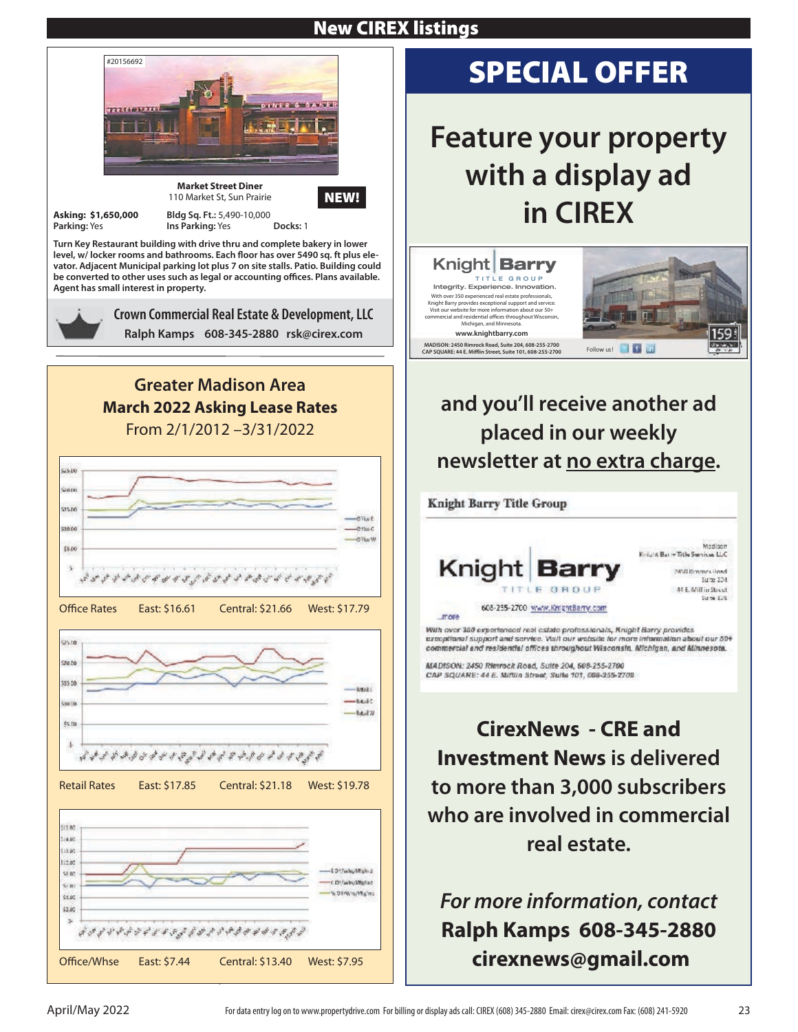## New CIREX listings

#20156692

**Market Street Diner**
110 Market St, Sun Prairie

**NEW!**

**Asking: $1,650,000**
**Parking:** Yes

**Bldg Sq. Ft.:** 5,490-10,000
**Ins Parking:** Yes
**Docks:** 1

**Turn Key Restaurant building with drive thru and complete bakery in lower level, w/ locker rooms and bathrooms. Each floor has over 5490 sq. ft plus elevator. Adjacent Municipal parking lot plus 7 on site stalls. Patio. Building could be converted to other uses such as legal or accounting offices. Plans available. Agent has small interest in property.**

**Crown Commercial Real Estate & Development, LLC**
**Ralph Kamps 608-345-2880 rsk@cirex.com**

### Greater Madison Area
### March 2022 Asking Lease Rates
From 2/1/2012 –3/31/2022

Office Rates East: $16.61 Central: $21.66 West: $17.79

Retail Rates East: $17.85 Central: $21.18 West: $19.78

Office/Whse East: $7.44 Central: $13.40 West: $7.95

# SPECIAL OFFER

## Feature your property with a display ad in CIREX

Knight Barry TITLE GROUP
Integrity. Experience. Innovation.
With over 350 experienced real estate professionals, Knight Barry provides exceptional support and service. Visit our website for more information about our 50+ commercial and residential offices throughout Wisconsin, Michigan, and Minnesota.
www.knightbarry.com
MADISON: 2450 Rimrock Road, Suite 204, 608-255-2700
CAP SQUARE: 44 E. Mifflin Street, Suite 101, 608-255-2700
Follow us!

### and you'll receive another ad placed in our weekly newsletter at no extra charge.

Knight Barry Title Group

Knight Barry TITLE GROUP

Madison
Knight Barry Title Services LLC
2450 Rimrock Road
Suite 204
44 E. Mifflin Street
Suite 101

608-255-2700 www.KnightBarry.com

...more

*With over 350 experienced real estate professionals, Knight Barry provides exceptional support and service. Visit our website for more information about our 50+ commercial and residential offices throughout Wisconsin, Michigan, and Minnesota.*

*MADISON: 2450 Rimrock Road, Suite 204, 608-255-2700*
*CAP SQUARE: 44 E. Mifflin Street, Suite 101, 608-255-2700*

**CirexNews - CRE and Investment News** is delivered to more than 3,000 subscribers who are involved in commercial real estate.

*For more information, contact*
**Ralph Kamps 608-345-2880**
**cirexnews@gmail.com**

For data entry log on to www.propertydrive.com For billing or display ads call: CIREX (608) 345-2880 Email: cirex@cirex.com Fax: (608) 241-5920